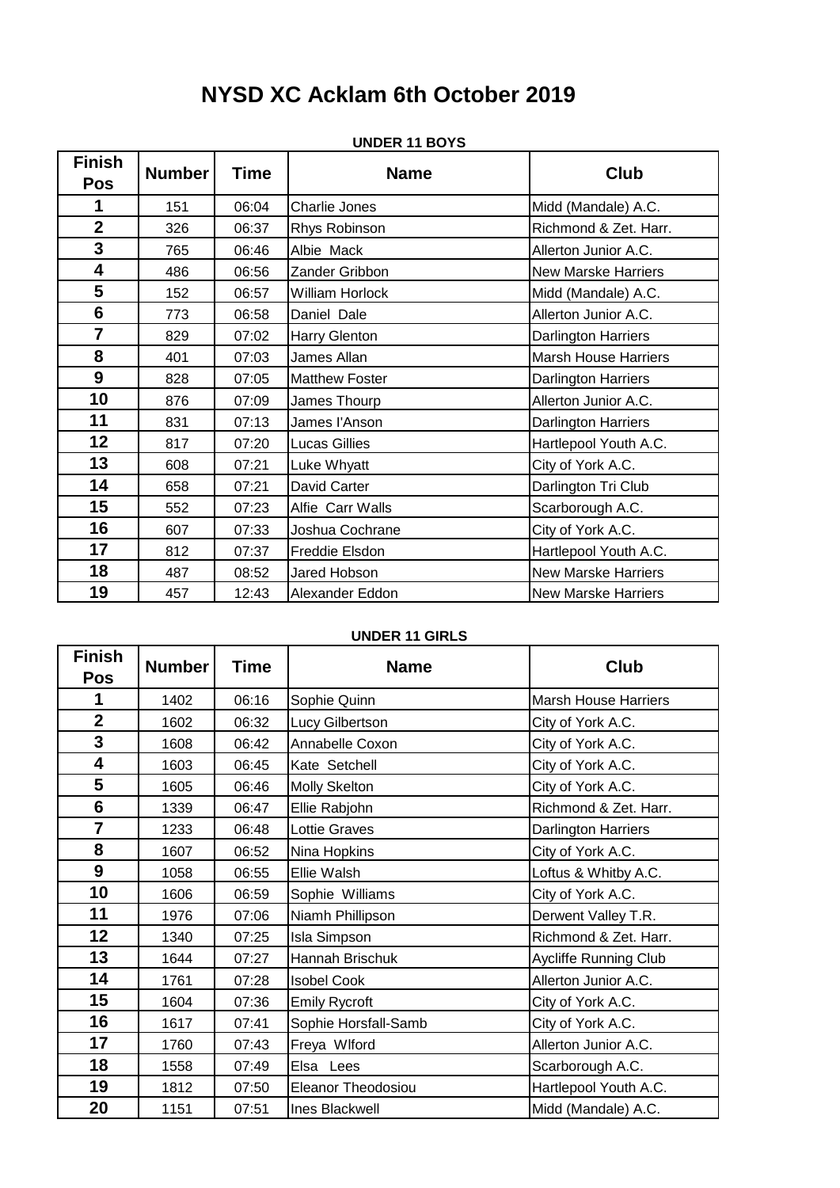# NYSD XC Acklam 6th October 2019

### UNDER 11 BOYS

| Finish Pos | Number | Time | Name | Club |
|---|---|---|---|---|
| 1 | 151 | 06:04 | Charlie Jones | Midd (Mandale) A.C. |
| 2 | 326 | 06:37 | Rhys Robinson | Richmond & Zet. Harr. |
| 3 | 765 | 06:46 | Albie Mack | Allerton Junior A.C. |
| 4 | 486 | 06:56 | Zander Gribbon | New Marske Harriers |
| 5 | 152 | 06:57 | William Horlock | Midd (Mandale) A.C. |
| 6 | 773 | 06:58 | Daniel Dale | Allerton Junior A.C. |
| 7 | 829 | 07:02 | Harry Glenton | Darlington Harriers |
| 8 | 401 | 07:03 | James Allan | Marsh House Harriers |
| 9 | 828 | 07:05 | Matthew Foster | Darlington Harriers |
| 10 | 876 | 07:09 | James Thourp | Allerton Junior A.C. |
| 11 | 831 | 07:13 | James I'Anson | Darlington Harriers |
| 12 | 817 | 07:20 | Lucas Gillies | Hartlepool Youth A.C. |
| 13 | 608 | 07:21 | Luke Whyatt | City of York A.C. |
| 14 | 658 | 07:21 | David Carter | Darlington Tri Club |
| 15 | 552 | 07:23 | Alfie Carr Walls | Scarborough A.C. |
| 16 | 607 | 07:33 | Joshua Cochrane | City of York A.C. |
| 17 | 812 | 07:37 | Freddie Elsdon | Hartlepool Youth A.C. |
| 18 | 487 | 08:52 | Jared Hobson | New Marske Harriers |
| 19 | 457 | 12:43 | Alexander Eddon | New Marske Harriers |

### UNDER 11 GIRLS

| Finish Pos | Number | Time | Name | Club |
|---|---|---|---|---|
| 1 | 1402 | 06:16 | Sophie Quinn | Marsh House Harriers |
| 2 | 1602 | 06:32 | Lucy Gilbertson | City of York A.C. |
| 3 | 1608 | 06:42 | Annabelle Coxon | City of York A.C. |
| 4 | 1603 | 06:45 | Kate Setchell | City of York A.C. |
| 5 | 1605 | 06:46 | Molly Skelton | City of York A.C. |
| 6 | 1339 | 06:47 | Ellie Rabjohn | Richmond & Zet. Harr. |
| 7 | 1233 | 06:48 | Lottie Graves | Darlington Harriers |
| 8 | 1607 | 06:52 | Nina Hopkins | City of York A.C. |
| 9 | 1058 | 06:55 | Ellie Walsh | Loftus & Whitby A.C. |
| 10 | 1606 | 06:59 | Sophie Williams | City of York A.C. |
| 11 | 1976 | 07:06 | Niamh Phillipson | Derwent Valley T.R. |
| 12 | 1340 | 07:25 | Isla Simpson | Richmond & Zet. Harr. |
| 13 | 1644 | 07:27 | Hannah Brischuk | Aycliffe Running Club |
| 14 | 1761 | 07:28 | Isobel Cook | Allerton Junior A.C. |
| 15 | 1604 | 07:36 | Emily Rycroft | City of York A.C. |
| 16 | 1617 | 07:41 | Sophie Horsfall-Samb | City of York A.C. |
| 17 | 1760 | 07:43 | Freya Wlford | Allerton Junior A.C. |
| 18 | 1558 | 07:49 | Elsa Lees | Scarborough A.C. |
| 19 | 1812 | 07:50 | Eleanor Theodosiou | Hartlepool Youth A.C. |
| 20 | 1151 | 07:51 | Ines Blackwell | Midd (Mandale) A.C. |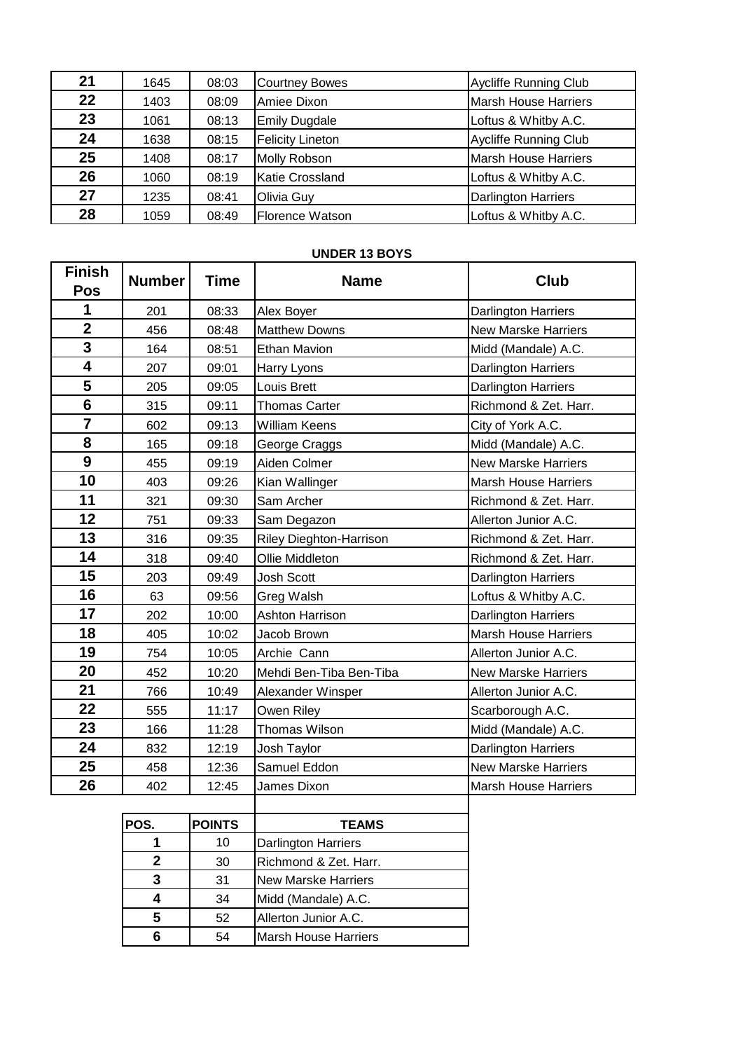| 21 | 1645 | 08:03 | Courtney Bowes | Aycliffe Running Club |
|---|---|---|---|---|
| 22 | 1403 | 08:09 | Amiee Dixon | Marsh House Harriers |
| 23 | 1061 | 08:13 | Emily Dugdale | Loftus & Whitby A.C. |
| 24 | 1638 | 08:15 | Felicity Lineton | Aycliffe Running Club |
| 25 | 1408 | 08:17 | Molly Robson | Marsh House Harriers |
| 26 | 1060 | 08:19 | Katie Crossland | Loftus & Whitby A.C. |
| 27 | 1235 | 08:41 | Olivia Guy | Darlington Harriers |
| 28 | 1059 | 08:49 | Florence Watson | Loftus & Whitby A.C. |

**UNDER 13 BOYS**

| Finish Pos | Number | Time | Name | Club |
|---|---|---|---|---|
| 1 | 201 | 08:33 | Alex Boyer | Darlington Harriers |
| 2 | 456 | 08:48 | Matthew Downs | New Marske Harriers |
| 3 | 164 | 08:51 | Ethan Mavion | Midd (Mandale) A.C. |
| 4 | 207 | 09:01 | Harry Lyons | Darlington Harriers |
| 5 | 205 | 09:05 | Louis Brett | Darlington Harriers |
| 6 | 315 | 09:11 | Thomas Carter | Richmond & Zet. Harr. |
| 7 | 602 | 09:13 | William Keens | City of York A.C. |
| 8 | 165 | 09:18 | George Craggs | Midd (Mandale) A.C. |
| 9 | 455 | 09:19 | Aiden Colmer | New Marske Harriers |
| 10 | 403 | 09:26 | Kian Wallinger | Marsh House Harriers |
| 11 | 321 | 09:30 | Sam Archer | Richmond & Zet. Harr. |
| 12 | 751 | 09:33 | Sam Degazon | Allerton Junior A.C. |
| 13 | 316 | 09:35 | Riley Dieghton-Harrison | Richmond & Zet. Harr. |
| 14 | 318 | 09:40 | Ollie Middleton | Richmond & Zet. Harr. |
| 15 | 203 | 09:49 | Josh Scott | Darlington Harriers |
| 16 | 63 | 09:56 | Greg Walsh | Loftus & Whitby A.C. |
| 17 | 202 | 10:00 | Ashton Harrison | Darlington Harriers |
| 18 | 405 | 10:02 | Jacob Brown | Marsh House Harriers |
| 19 | 754 | 10:05 | Archie Cann | Allerton Junior A.C. |
| 20 | 452 | 10:20 | Mehdi Ben-Tiba Ben-Tiba | New Marske Harriers |
| 21 | 766 | 10:49 | Alexander Winsper | Allerton Junior A.C. |
| 22 | 555 | 11:17 | Owen Riley | Scarborough A.C. |
| 23 | 166 | 11:28 | Thomas Wilson | Midd (Mandale) A.C. |
| 24 | 832 | 12:19 | Josh Taylor | Darlington Harriers |
| 25 | 458 | 12:36 | Samuel Eddon | New Marske Harriers |
| 26 | 402 | 12:45 | James Dixon | Marsh House Harriers |

| POS. | POINTS | TEAMS |
|---|---|---|
| 1 | 10 | Darlington Harriers |
| 2 | 30 | Richmond & Zet. Harr. |
| 3 | 31 | New Marske Harriers |
| 4 | 34 | Midd (Mandale) A.C. |
| 5 | 52 | Allerton Junior A.C. |
| 6 | 54 | Marsh House Harriers |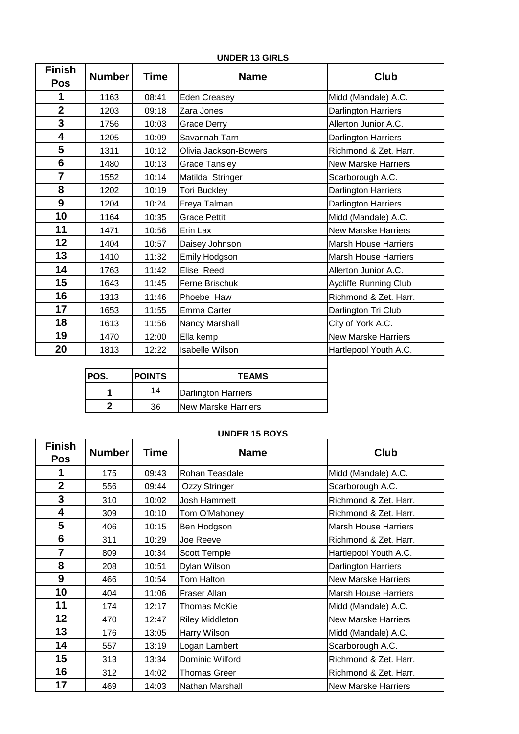### UNDER 13 GIRLS

| Finish Pos | Number | Time | Name | Club |
|---|---|---|---|---|
| 1 | 1163 | 08:41 | Eden Creasey | Midd (Mandale) A.C. |
| 2 | 1203 | 09:18 | Zara Jones | Darlington Harriers |
| 3 | 1756 | 10:03 | Grace Derry | Allerton Junior A.C. |
| 4 | 1205 | 10:09 | Savannah Tarn | Darlington Harriers |
| 5 | 1311 | 10:12 | Olivia Jackson-Bowers | Richmond & Zet. Harr. |
| 6 | 1480 | 10:13 | Grace Tansley | New Marske Harriers |
| 7 | 1552 | 10:14 | Matilda Stringer | Scarborough A.C. |
| 8 | 1202 | 10:19 | Tori Buckley | Darlington Harriers |
| 9 | 1204 | 10:24 | Freya Talman | Darlington Harriers |
| 10 | 1164 | 10:35 | Grace Pettit | Midd (Mandale) A.C. |
| 11 | 1471 | 10:56 | Erin Lax | New Marske Harriers |
| 12 | 1404 | 10:57 | Daisey Johnson | Marsh House Harriers |
| 13 | 1410 | 11:32 | Emily Hodgson | Marsh House Harriers |
| 14 | 1763 | 11:42 | Elise Reed | Allerton Junior A.C. |
| 15 | 1643 | 11:45 | Ferne Brischuk | Aycliffe Running Club |
| 16 | 1313 | 11:46 | Phoebe Haw | Richmond & Zet. Harr. |
| 17 | 1653 | 11:55 | Emma Carter | Darlington Tri Club |
| 18 | 1613 | 11:56 | Nancy Marshall | City of York A.C. |
| 19 | 1470 | 12:00 | Ella kemp | New Marske Harriers |
| 20 | 1813 | 12:22 | Isabelle Wilson | Hartlepool Youth A.C. |

| POS. | POINTS | TEAMS |
|---|---|---|
| 1 | 14 | Darlington Harriers |
| 2 | 36 | New Marske Harriers |

### UNDER 15 BOYS

| Finish Pos | Number | Time | Name | Club |
|---|---|---|---|---|
| 1 | 175 | 09:43 | Rohan Teasdale | Midd (Mandale) A.C. |
| 2 | 556 | 09:44 | Ozzy Stringer | Scarborough A.C. |
| 3 | 310 | 10:02 | Josh Hammett | Richmond & Zet. Harr. |
| 4 | 309 | 10:10 | Tom O'Mahoney | Richmond & Zet. Harr. |
| 5 | 406 | 10:15 | Ben Hodgson | Marsh House Harriers |
| 6 | 311 | 10:29 | Joe Reeve | Richmond & Zet. Harr. |
| 7 | 809 | 10:34 | Scott Temple | Hartlepool Youth A.C. |
| 8 | 208 | 10:51 | Dylan Wilson | Darlington Harriers |
| 9 | 466 | 10:54 | Tom Halton | New Marske Harriers |
| 10 | 404 | 11:06 | Fraser Allan | Marsh House Harriers |
| 11 | 174 | 12:17 | Thomas McKie | Midd (Mandale) A.C. |
| 12 | 470 | 12:47 | Riley Middleton | New Marske Harriers |
| 13 | 176 | 13:05 | Harry Wilson | Midd (Mandale) A.C. |
| 14 | 557 | 13:19 | Logan Lambert | Scarborough A.C. |
| 15 | 313 | 13:34 | Dominic Wilford | Richmond & Zet. Harr. |
| 16 | 312 | 14:02 | Thomas Greer | Richmond & Zet. Harr. |
| 17 | 469 | 14:03 | Nathan Marshall | New Marske Harriers |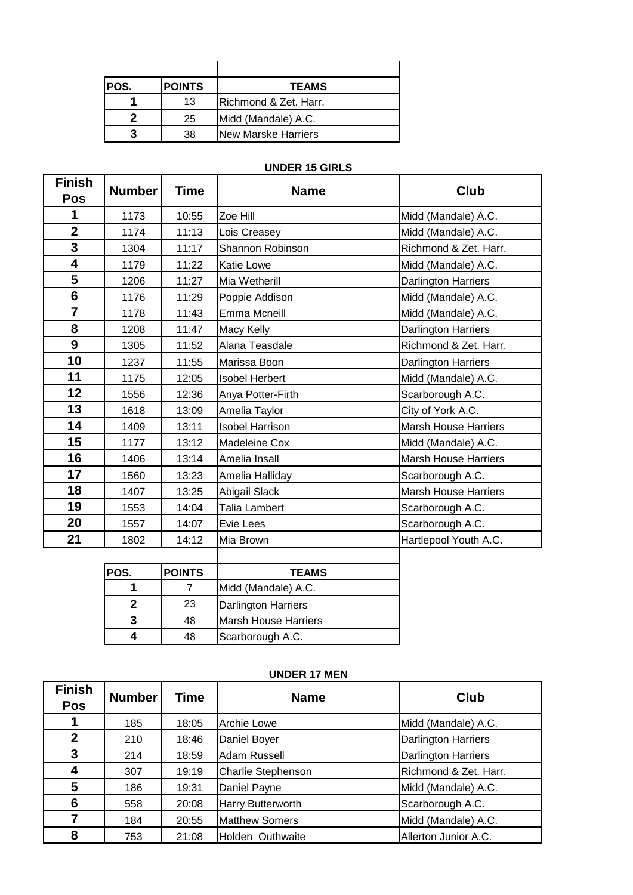| POS. | POINTS | TEAMS |
|---|---|---|
| 1 | 13 | Richmond & Zet. Harr. |
| 2 | 25 | Midd (Mandale) A.C. |
| 3 | 38 | New Marske Harriers |

**UNDER 15 GIRLS**

| Finish Pos | Number | Time | Name | Club |
|---|---|---|---|---|
| 1 | 1173 | 10:55 | Zoe Hill | Midd (Mandale) A.C. |
| 2 | 1174 | 11:13 | Lois Creasey | Midd (Mandale) A.C. |
| 3 | 1304 | 11:17 | Shannon Robinson | Richmond & Zet. Harr. |
| 4 | 1179 | 11:22 | Katie Lowe | Midd (Mandale) A.C. |
| 5 | 1206 | 11:27 | Mia Wetherill | Darlington Harriers |
| 6 | 1176 | 11:29 | Poppie Addison | Midd (Mandale) A.C. |
| 7 | 1178 | 11:43 | Emma Mcneill | Midd (Mandale) A.C. |
| 8 | 1208 | 11:47 | Macy Kelly | Darlington Harriers |
| 9 | 1305 | 11:52 | Alana Teasdale | Richmond & Zet. Harr. |
| 10 | 1237 | 11:55 | Marissa Boon | Darlington Harriers |
| 11 | 1175 | 12:05 | Isobel Herbert | Midd (Mandale) A.C. |
| 12 | 1556 | 12:36 | Anya Potter-Firth | Scarborough A.C. |
| 13 | 1618 | 13:09 | Amelia Taylor | City of York A.C. |
| 14 | 1409 | 13:11 | Isobel Harrison | Marsh House Harriers |
| 15 | 1177 | 13:12 | Madeleine Cox | Midd (Mandale) A.C. |
| 16 | 1406 | 13:14 | Amelia Insall | Marsh House Harriers |
| 17 | 1560 | 13:23 | Amelia Halliday | Scarborough A.C. |
| 18 | 1407 | 13:25 | Abigail Slack | Marsh House Harriers |
| 19 | 1553 | 14:04 | Talia Lambert | Scarborough A.C. |
| 20 | 1557 | 14:07 | Evie Lees | Scarborough A.C. |
| 21 | 1802 | 14:12 | Mia Brown | Hartlepool Youth A.C. |

| POS. | POINTS | TEAMS |
|---|---|---|
| 1 | 7 | Midd (Mandale) A.C. |
| 2 | 23 | Darlington Harriers |
| 3 | 48 | Marsh House Harriers |
| 4 | 48 | Scarborough A.C. |

**UNDER 17 MEN**

| Finish Pos | Number | Time | Name | Club |
|---|---|---|---|---|
| 1 | 185 | 18:05 | Archie Lowe | Midd (Mandale) A.C. |
| 2 | 210 | 18:46 | Daniel Boyer | Darlington Harriers |
| 3 | 214 | 18:59 | Adam Russell | Darlington Harriers |
| 4 | 307 | 19:19 | Charlie Stephenson | Richmond & Zet. Harr. |
| 5 | 186 | 19:31 | Daniel Payne | Midd (Mandale) A.C. |
| 6 | 558 | 20:08 | Harry Butterworth | Scarborough A.C. |
| 7 | 184 | 20:55 | Matthew Somers | Midd (Mandale) A.C. |
| 8 | 753 | 21:08 | Holden Outhwaite | Allerton Junior A.C. |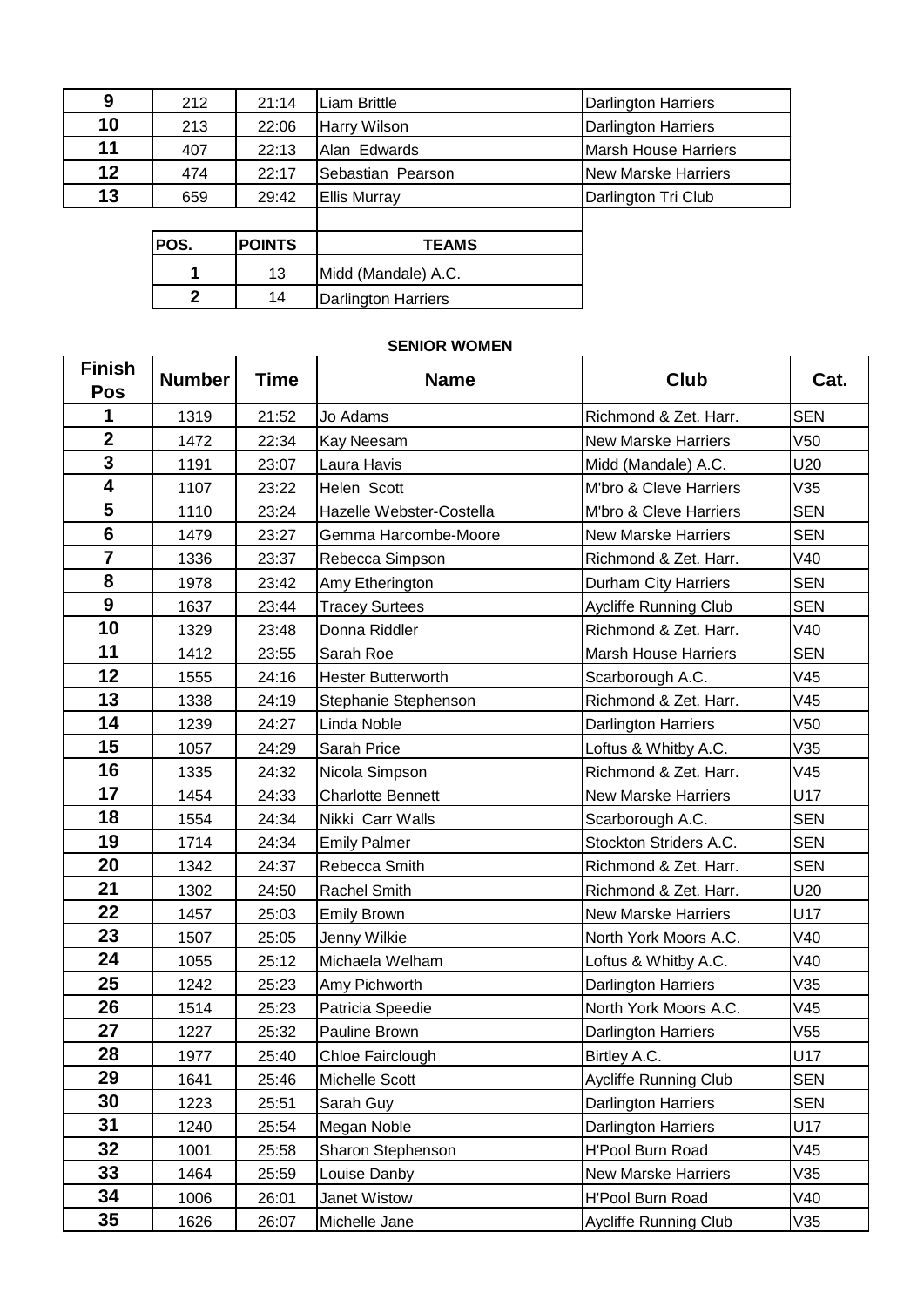| | | | | |
|---|---|---|---|---|
| 9 | 212 | 21:14 | Liam Brittle | Darlington Harriers |
| 10 | 213 | 22:06 | Harry Wilson | Darlington Harriers |
| 11 | 407 | 22:13 | Alan Edwards | Marsh House Harriers |
| 12 | 474 | 22:17 | Sebastian Pearson | New Marske Harriers |
| 13 | 659 | 29:42 | Ellis Murray | Darlington Tri Club |

| POS. | POINTS | TEAMS |
|---|---|---|
| 1 | 13 | Midd (Mandale) A.C. |
| 2 | 14 | Darlington Harriers |

**SENIOR WOMEN**

| Finish Pos | Number | Time | Name | Club | Cat. |
|---|---|---|---|---|---|
| 1 | 1319 | 21:52 | Jo Adams | Richmond & Zet. Harr. | SEN |
| 2 | 1472 | 22:34 | Kay Neesam | New Marske Harriers | V50 |
| 3 | 1191 | 23:07 | Laura Havis | Midd (Mandale) A.C. | U20 |
| 4 | 1107 | 23:22 | Helen Scott | M'bro & Cleve Harriers | V35 |
| 5 | 1110 | 23:24 | Hazelle Webster-Costella | M'bro & Cleve Harriers | SEN |
| 6 | 1479 | 23:27 | Gemma Harcombe-Moore | New Marske Harriers | SEN |
| 7 | 1336 | 23:37 | Rebecca Simpson | Richmond & Zet. Harr. | V40 |
| 8 | 1978 | 23:42 | Amy Etherington | Durham City Harriers | SEN |
| 9 | 1637 | 23:44 | Tracey Surtees | Aycliffe Running Club | SEN |
| 10 | 1329 | 23:48 | Donna Riddler | Richmond & Zet. Harr. | V40 |
| 11 | 1412 | 23:55 | Sarah Roe | Marsh House Harriers | SEN |
| 12 | 1555 | 24:16 | Hester Butterworth | Scarborough A.C. | V45 |
| 13 | 1338 | 24:19 | Stephanie Stephenson | Richmond & Zet. Harr. | V45 |
| 14 | 1239 | 24:27 | Linda Noble | Darlington Harriers | V50 |
| 15 | 1057 | 24:29 | Sarah Price | Loftus & Whitby A.C. | V35 |
| 16 | 1335 | 24:32 | Nicola Simpson | Richmond & Zet. Harr. | V45 |
| 17 | 1454 | 24:33 | Charlotte Bennett | New Marske Harriers | U17 |
| 18 | 1554 | 24:34 | Nikki Carr Walls | Scarborough A.C. | SEN |
| 19 | 1714 | 24:34 | Emily Palmer | Stockton Striders A.C. | SEN |
| 20 | 1342 | 24:37 | Rebecca Smith | Richmond & Zet. Harr. | SEN |
| 21 | 1302 | 24:50 | Rachel Smith | Richmond & Zet. Harr. | U20 |
| 22 | 1457 | 25:03 | Emily Brown | New Marske Harriers | U17 |
| 23 | 1507 | 25:05 | Jenny Wilkie | North York Moors A.C. | V40 |
| 24 | 1055 | 25:12 | Michaela Welham | Loftus & Whitby A.C. | V40 |
| 25 | 1242 | 25:23 | Amy Pichworth | Darlington Harriers | V35 |
| 26 | 1514 | 25:23 | Patricia Speedie | North York Moors A.C. | V45 |
| 27 | 1227 | 25:32 | Pauline Brown | Darlington Harriers | V55 |
| 28 | 1977 | 25:40 | Chloe Fairclough | Birtley A.C. | U17 |
| 29 | 1641 | 25:46 | Michelle Scott | Aycliffe Running Club | SEN |
| 30 | 1223 | 25:51 | Sarah Guy | Darlington Harriers | SEN |
| 31 | 1240 | 25:54 | Megan Noble | Darlington Harriers | U17 |
| 32 | 1001 | 25:58 | Sharon Stephenson | H'Pool Burn Road | V45 |
| 33 | 1464 | 25:59 | Louise Danby | New Marske Harriers | V35 |
| 34 | 1006 | 26:01 | Janet Wistow | H'Pool Burn Road | V40 |
| 35 | 1626 | 26:07 | Michelle Jane | Aycliffe Running Club | V35 |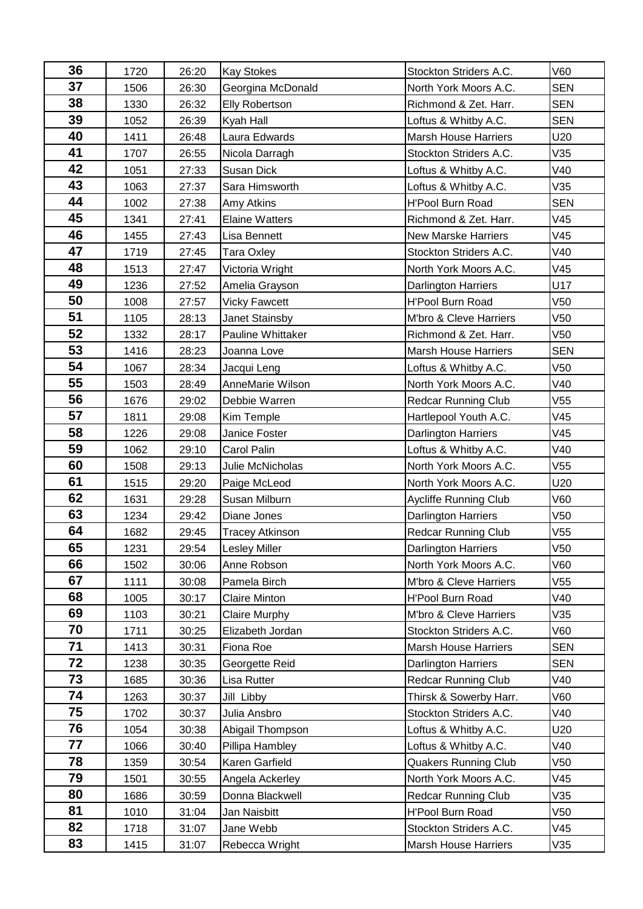| 36 | 1720 | 26:20 | Kay Stokes | Stockton Striders A.C. | V60 |
|---|---|---|---|---|---|
| 37 | 1506 | 26:30 | Georgina McDonald | North York Moors A.C. | SEN |
| 38 | 1330 | 26:32 | Elly Robertson | Richmond & Zet. Harr. | SEN |
| 39 | 1052 | 26:39 | Kyah Hall | Loftus & Whitby A.C. | SEN |
| 40 | 1411 | 26:48 | Laura Edwards | Marsh House Harriers | U20 |
| 41 | 1707 | 26:55 | Nicola Darragh | Stockton Striders A.C. | V35 |
| 42 | 1051 | 27:33 | Susan Dick | Loftus & Whitby A.C. | V40 |
| 43 | 1063 | 27:37 | Sara Himsworth | Loftus & Whitby A.C. | V35 |
| 44 | 1002 | 27:38 | Amy Atkins | H'Pool Burn Road | SEN |
| 45 | 1341 | 27:41 | Elaine Watters | Richmond & Zet. Harr. | V45 |
| 46 | 1455 | 27:43 | Lisa Bennett | New Marske Harriers | V45 |
| 47 | 1719 | 27:45 | Tara Oxley | Stockton Striders A.C. | V40 |
| 48 | 1513 | 27:47 | Victoria Wright | North York Moors A.C. | V45 |
| 49 | 1236 | 27:52 | Amelia Grayson | Darlington Harriers | U17 |
| 50 | 1008 | 27:57 | Vicky Fawcett | H'Pool Burn Road | V50 |
| 51 | 1105 | 28:13 | Janet Stainsby | M'bro & Cleve Harriers | V50 |
| 52 | 1332 | 28:17 | Pauline Whittaker | Richmond & Zet. Harr. | V50 |
| 53 | 1416 | 28:23 | Joanna Love | Marsh House Harriers | SEN |
| 54 | 1067 | 28:34 | Jacqui Leng | Loftus & Whitby A.C. | V50 |
| 55 | 1503 | 28:49 | AnneMarie Wilson | North York Moors A.C. | V40 |
| 56 | 1676 | 29:02 | Debbie Warren | Redcar Running Club | V55 |
| 57 | 1811 | 29:08 | Kim Temple | Hartlepool Youth A.C. | V45 |
| 58 | 1226 | 29:08 | Janice Foster | Darlington Harriers | V45 |
| 59 | 1062 | 29:10 | Carol Palin | Loftus & Whitby A.C. | V40 |
| 60 | 1508 | 29:13 | Julie McNicholas | North York Moors A.C. | V55 |
| 61 | 1515 | 29:20 | Paige McLeod | North York Moors A.C. | U20 |
| 62 | 1631 | 29:28 | Susan Milburn | Aycliffe Running Club | V60 |
| 63 | 1234 | 29:42 | Diane Jones | Darlington Harriers | V50 |
| 64 | 1682 | 29:45 | Tracey Atkinson | Redcar Running Club | V55 |
| 65 | 1231 | 29:54 | Lesley Miller | Darlington Harriers | V50 |
| 66 | 1502 | 30:06 | Anne Robson | North York Moors A.C. | V60 |
| 67 | 1111 | 30:08 | Pamela Birch | M'bro & Cleve Harriers | V55 |
| 68 | 1005 | 30:17 | Claire Minton | H'Pool Burn Road | V40 |
| 69 | 1103 | 30:21 | Claire Murphy | M'bro & Cleve Harriers | V35 |
| 70 | 1711 | 30:25 | Elizabeth Jordan | Stockton Striders A.C. | V60 |
| 71 | 1413 | 30:31 | Fiona Roe | Marsh House Harriers | SEN |
| 72 | 1238 | 30:35 | Georgette Reid | Darlington Harriers | SEN |
| 73 | 1685 | 30:36 | Lisa Rutter | Redcar Running Club | V40 |
| 74 | 1263 | 30:37 | Jill Libby | Thirsk & Sowerby Harr. | V60 |
| 75 | 1702 | 30:37 | Julia Ansbro | Stockton Striders A.C. | V40 |
| 76 | 1054 | 30:38 | Abigail Thompson | Loftus & Whitby A.C. | U20 |
| 77 | 1066 | 30:40 | Pillipa Hambley | Loftus & Whitby A.C. | V40 |
| 78 | 1359 | 30:54 | Karen Garfield | Quakers Running Club | V50 |
| 79 | 1501 | 30:55 | Angela Ackerley | North York Moors A.C. | V45 |
| 80 | 1686 | 30:59 | Donna Blackwell | Redcar Running Club | V35 |
| 81 | 1010 | 31:04 | Jan Naisbitt | H'Pool Burn Road | V50 |
| 82 | 1718 | 31:07 | Jane Webb | Stockton Striders A.C. | V45 |
| 83 | 1415 | 31:07 | Rebecca Wright | Marsh House Harriers | V35 |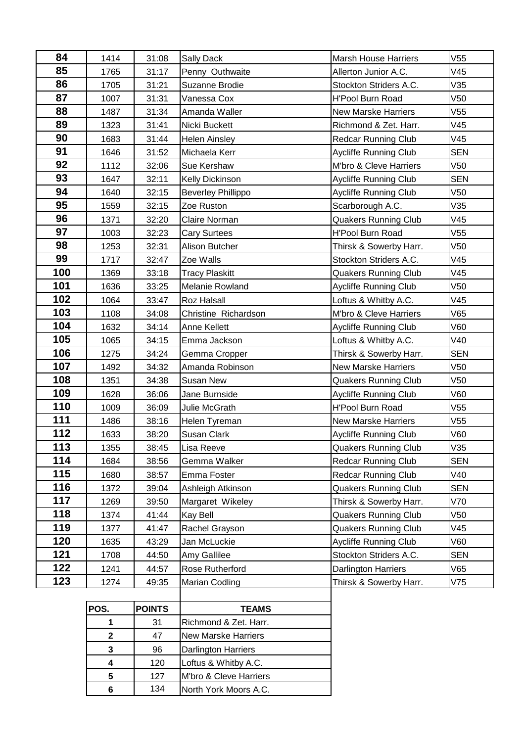| | | | | | |
|---|---|---|---|---|---|
| 84 | 1414 | 31:08 | Sally Dack | Marsh House Harriers | V55 |
| 85 | 1765 | 31:17 | Penny Outhwaite | Allerton Junior A.C. | V45 |
| 86 | 1705 | 31:21 | Suzanne Brodie | Stockton Striders A.C. | V35 |
| 87 | 1007 | 31:31 | Vanessa Cox | H'Pool Burn Road | V50 |
| 88 | 1487 | 31:34 | Amanda Waller | New Marske Harriers | V55 |
| 89 | 1323 | 31:41 | Nicki Buckett | Richmond & Zet. Harr. | V45 |
| 90 | 1683 | 31:44 | Helen Ainsley | Redcar Running Club | V45 |
| 91 | 1646 | 31:52 | Michaela Kerr | Aycliffe Running Club | SEN |
| 92 | 1112 | 32:06 | Sue Kershaw | M'bro & Cleve Harriers | V50 |
| 93 | 1647 | 32:11 | Kelly Dickinson | Aycliffe Running Club | SEN |
| 94 | 1640 | 32:15 | Beverley Phillippo | Aycliffe Running Club | V50 |
| 95 | 1559 | 32:15 | Zoe Ruston | Scarborough A.C. | V35 |
| 96 | 1371 | 32:20 | Claire Norman | Quakers Running Club | V45 |
| 97 | 1003 | 32:23 | Cary Surtees | H'Pool Burn Road | V55 |
| 98 | 1253 | 32:31 | Alison Butcher | Thirsk & Sowerby Harr. | V50 |
| 99 | 1717 | 32:47 | Zoe Walls | Stockton Striders A.C. | V45 |
| 100 | 1369 | 33:18 | Tracy Plaskitt | Quakers Running Club | V45 |
| 101 | 1636 | 33:25 | Melanie Rowland | Aycliffe Running Club | V50 |
| 102 | 1064 | 33:47 | Roz Halsall | Loftus & Whitby A.C. | V45 |
| 103 | 1108 | 34:08 | Christine Richardson | M'bro & Cleve Harriers | V65 |
| 104 | 1632 | 34:14 | Anne Kellett | Aycliffe Running Club | V60 |
| 105 | 1065 | 34:15 | Emma Jackson | Loftus & Whitby A.C. | V40 |
| 106 | 1275 | 34:24 | Gemma Cropper | Thirsk & Sowerby Harr. | SEN |
| 107 | 1492 | 34:32 | Amanda Robinson | New Marske Harriers | V50 |
| 108 | 1351 | 34:38 | Susan New | Quakers Running Club | V50 |
| 109 | 1628 | 36:06 | Jane Burnside | Aycliffe Running Club | V60 |
| 110 | 1009 | 36:09 | Julie McGrath | H'Pool Burn Road | V55 |
| 111 | 1486 | 38:16 | Helen Tyreman | New Marske Harriers | V55 |
| 112 | 1633 | 38:20 | Susan Clark | Aycliffe Running Club | V60 |
| 113 | 1355 | 38:45 | Lisa Reeve | Quakers Running Club | V35 |
| 114 | 1684 | 38:56 | Gemma Walker | Redcar Running Club | SEN |
| 115 | 1680 | 38:57 | Emma Foster | Redcar Running Club | V40 |
| 116 | 1372 | 39:04 | Ashleigh Atkinson | Quakers Running Club | SEN |
| 117 | 1269 | 39:50 | Margaret Wikeley | Thirsk & Sowerby Harr. | V70 |
| 118 | 1374 | 41:44 | Kay Bell | Quakers Running Club | V50 |
| 119 | 1377 | 41:47 | Rachel Grayson | Quakers Running Club | V45 |
| 120 | 1635 | 43:29 | Jan McLuckie | Aycliffe Running Club | V60 |
| 121 | 1708 | 44:50 | Amy Gallilee | Stockton Striders A.C. | SEN |
| 122 | 1241 | 44:57 | Rose Rutherford | Darlington Harriers | V65 |
| 123 | 1274 | 49:35 | Marian Codling | Thirsk & Sowerby Harr. | V75 |

| POS. | POINTS | TEAMS |
|---|---|---|
| 1 | 31 | Richmond & Zet. Harr. |
| 2 | 47 | New Marske Harriers |
| 3 | 96 | Darlington Harriers |
| 4 | 120 | Loftus & Whitby A.C. |
| 5 | 127 | M'bro & Cleve Harriers |
| 6 | 134 | North York Moors A.C. |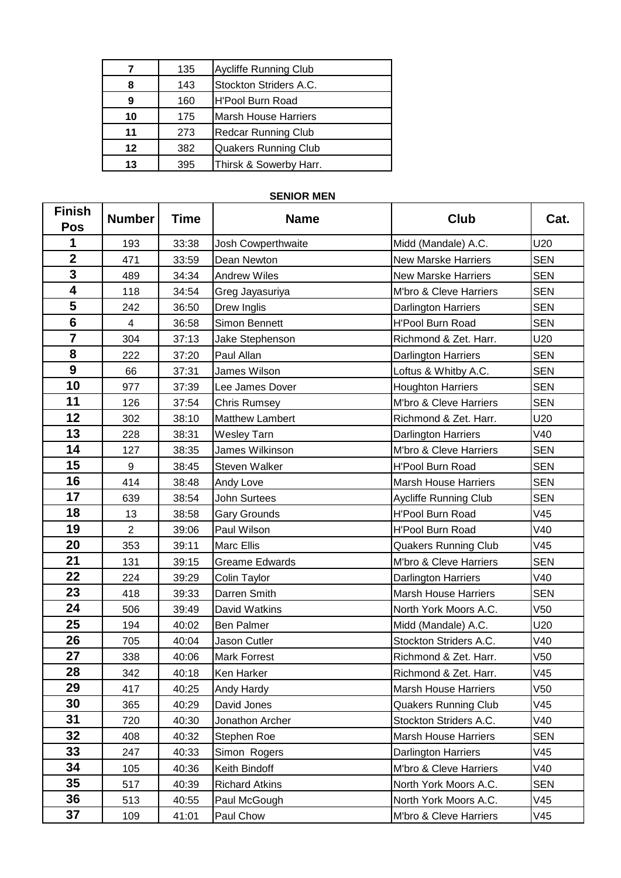| | | |
|---|---|---|
| 7 | 135 | Aycliffe Running Club |
| 8 | 143 | Stockton Striders A.C. |
| 9 | 160 | H'Pool Burn Road |
| 10 | 175 | Marsh House Harriers |
| 11 | 273 | Redcar Running Club |
| 12 | 382 | Quakers Running Club |
| 13 | 395 | Thirsk & Sowerby Harr. |

**SENIOR MEN**

| Finish Pos | Number | Time | Name | Club | Cat. |
|---|---|---|---|---|---|
| 1 | 193 | 33:38 | Josh Cowperthwaite | Midd (Mandale) A.C. | U20 |
| 2 | 471 | 33:59 | Dean Newton | New Marske Harriers | SEN |
| 3 | 489 | 34:34 | Andrew Wiles | New Marske Harriers | SEN |
| 4 | 118 | 34:54 | Greg Jayasuriya | M'bro & Cleve Harriers | SEN |
| 5 | 242 | 36:50 | Drew Inglis | Darlington Harriers | SEN |
| 6 | 4 | 36:58 | Simon Bennett | H'Pool Burn Road | SEN |
| 7 | 304 | 37:13 | Jake Stephenson | Richmond & Zet. Harr. | U20 |
| 8 | 222 | 37:20 | Paul Allan | Darlington Harriers | SEN |
| 9 | 66 | 37:31 | James Wilson | Loftus & Whitby A.C. | SEN |
| 10 | 977 | 37:39 | Lee James Dover | Houghton Harriers | SEN |
| 11 | 126 | 37:54 | Chris Rumsey | M'bro & Cleve Harriers | SEN |
| 12 | 302 | 38:10 | Matthew Lambert | Richmond & Zet. Harr. | U20 |
| 13 | 228 | 38:31 | Wesley Tarn | Darlington Harriers | V40 |
| 14 | 127 | 38:35 | James Wilkinson | M'bro & Cleve Harriers | SEN |
| 15 | 9 | 38:45 | Steven Walker | H'Pool Burn Road | SEN |
| 16 | 414 | 38:48 | Andy Love | Marsh House Harriers | SEN |
| 17 | 639 | 38:54 | John Surtees | Aycliffe Running Club | SEN |
| 18 | 13 | 38:58 | Gary Grounds | H'Pool Burn Road | V45 |
| 19 | 2 | 39:06 | Paul Wilson | H'Pool Burn Road | V40 |
| 20 | 353 | 39:11 | Marc Ellis | Quakers Running Club | V45 |
| 21 | 131 | 39:15 | Greame Edwards | M'bro & Cleve Harriers | SEN |
| 22 | 224 | 39:29 | Colin Taylor | Darlington Harriers | V40 |
| 23 | 418 | 39:33 | Darren Smith | Marsh House Harriers | SEN |
| 24 | 506 | 39:49 | David Watkins | North York Moors A.C. | V50 |
| 25 | 194 | 40:02 | Ben Palmer | Midd (Mandale) A.C. | U20 |
| 26 | 705 | 40:04 | Jason Cutler | Stockton Striders A.C. | V40 |
| 27 | 338 | 40:06 | Mark Forrest | Richmond & Zet. Harr. | V50 |
| 28 | 342 | 40:18 | Ken Harker | Richmond & Zet. Harr. | V45 |
| 29 | 417 | 40:25 | Andy Hardy | Marsh House Harriers | V50 |
| 30 | 365 | 40:29 | David Jones | Quakers Running Club | V45 |
| 31 | 720 | 40:30 | Jonathon Archer | Stockton Striders A.C. | V40 |
| 32 | 408 | 40:32 | Stephen Roe | Marsh House Harriers | SEN |
| 33 | 247 | 40:33 | Simon Rogers | Darlington Harriers | V45 |
| 34 | 105 | 40:36 | Keith Bindoff | M'bro & Cleve Harriers | V40 |
| 35 | 517 | 40:39 | Richard Atkins | North York Moors A.C. | SEN |
| 36 | 513 | 40:55 | Paul McGough | North York Moors A.C. | V45 |
| 37 | 109 | 41:01 | Paul Chow | M'bro & Cleve Harriers | V45 |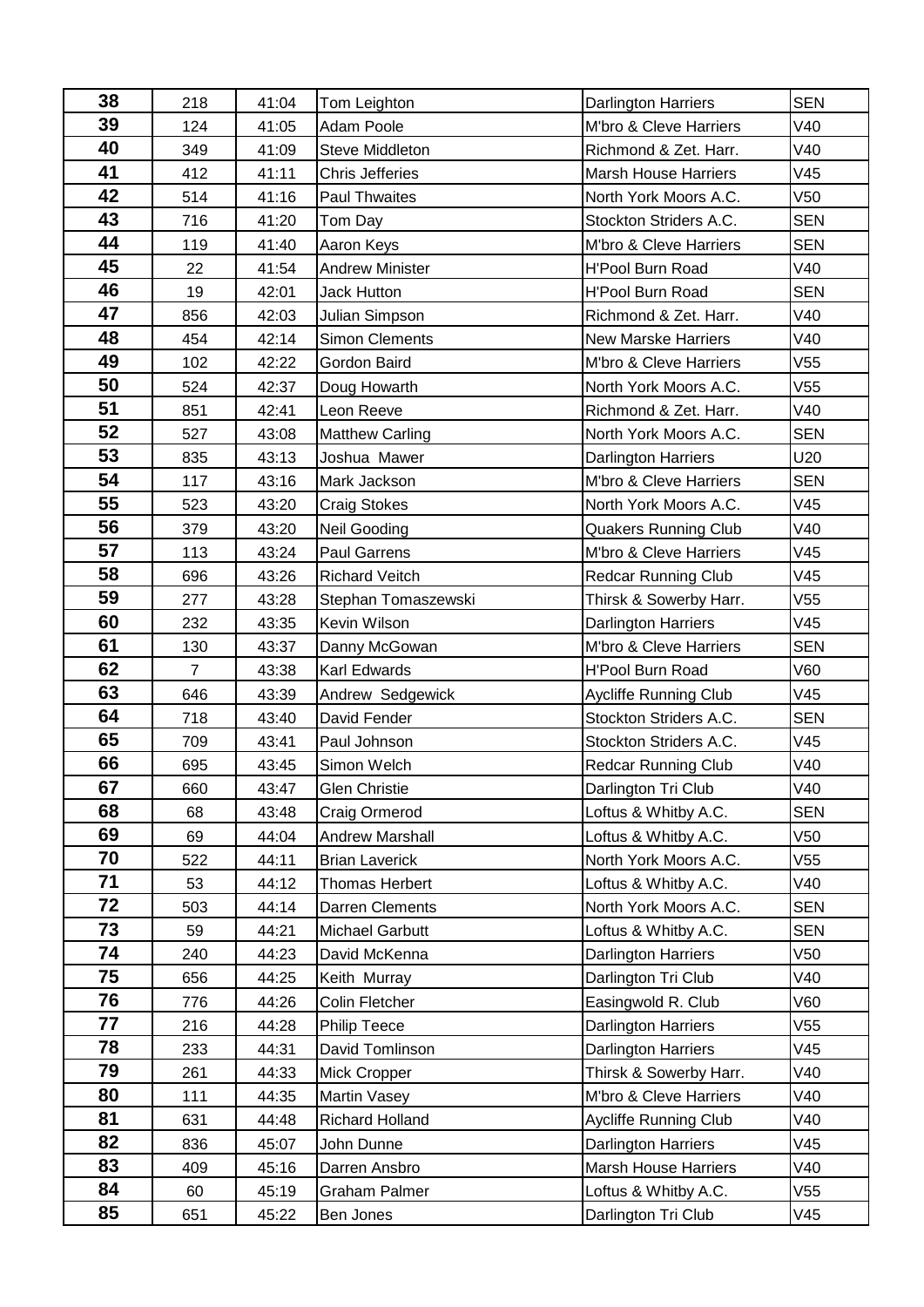| 38 | 218 | 41:04 | Tom Leighton | Darlington Harriers | SEN |
|---|---|---|---|---|---|
| 39 | 124 | 41:05 | Adam Poole | M'bro & Cleve Harriers | V40 |
| 40 | 349 | 41:09 | Steve Middleton | Richmond & Zet. Harr. | V40 |
| 41 | 412 | 41:11 | Chris Jefferies | Marsh House Harriers | V45 |
| 42 | 514 | 41:16 | Paul Thwaites | North York Moors A.C. | V50 |
| 43 | 716 | 41:20 | Tom Day | Stockton Striders A.C. | SEN |
| 44 | 119 | 41:40 | Aaron Keys | M'bro & Cleve Harriers | SEN |
| 45 | 22 | 41:54 | Andrew Minister | H'Pool Burn Road | V40 |
| 46 | 19 | 42:01 | Jack Hutton | H'Pool Burn Road | SEN |
| 47 | 856 | 42:03 | Julian Simpson | Richmond & Zet. Harr. | V40 |
| 48 | 454 | 42:14 | Simon Clements | New Marske Harriers | V40 |
| 49 | 102 | 42:22 | Gordon Baird | M'bro & Cleve Harriers | V55 |
| 50 | 524 | 42:37 | Doug Howarth | North York Moors A.C. | V55 |
| 51 | 851 | 42:41 | Leon Reeve | Richmond & Zet. Harr. | V40 |
| 52 | 527 | 43:08 | Matthew Carling | North York Moors A.C. | SEN |
| 53 | 835 | 43:13 | Joshua Mawer | Darlington Harriers | U20 |
| 54 | 117 | 43:16 | Mark Jackson | M'bro & Cleve Harriers | SEN |
| 55 | 523 | 43:20 | Craig Stokes | North York Moors A.C. | V45 |
| 56 | 379 | 43:20 | Neil Gooding | Quakers Running Club | V40 |
| 57 | 113 | 43:24 | Paul Garrens | M'bro & Cleve Harriers | V45 |
| 58 | 696 | 43:26 | Richard Veitch | Redcar Running Club | V45 |
| 59 | 277 | 43:28 | Stephan Tomaszewski | Thirsk & Sowerby Harr. | V55 |
| 60 | 232 | 43:35 | Kevin Wilson | Darlington Harriers | V45 |
| 61 | 130 | 43:37 | Danny McGowan | M'bro & Cleve Harriers | SEN |
| 62 | 7 | 43:38 | Karl Edwards | H'Pool Burn Road | V60 |
| 63 | 646 | 43:39 | Andrew Sedgewick | Aycliffe Running Club | V45 |
| 64 | 718 | 43:40 | David Fender | Stockton Striders A.C. | SEN |
| 65 | 709 | 43:41 | Paul Johnson | Stockton Striders A.C. | V45 |
| 66 | 695 | 43:45 | Simon Welch | Redcar Running Club | V40 |
| 67 | 660 | 43:47 | Glen Christie | Darlington Tri Club | V40 |
| 68 | 68 | 43:48 | Craig Ormerod | Loftus & Whitby A.C. | SEN |
| 69 | 69 | 44:04 | Andrew Marshall | Loftus & Whitby A.C. | V50 |
| 70 | 522 | 44:11 | Brian Laverick | North York Moors A.C. | V55 |
| 71 | 53 | 44:12 | Thomas Herbert | Loftus & Whitby A.C. | V40 |
| 72 | 503 | 44:14 | Darren Clements | North York Moors A.C. | SEN |
| 73 | 59 | 44:21 | Michael Garbutt | Loftus & Whitby A.C. | SEN |
| 74 | 240 | 44:23 | David McKenna | Darlington Harriers | V50 |
| 75 | 656 | 44:25 | Keith Murray | Darlington Tri Club | V40 |
| 76 | 776 | 44:26 | Colin Fletcher | Easingwold R. Club | V60 |
| 77 | 216 | 44:28 | Philip Teece | Darlington Harriers | V55 |
| 78 | 233 | 44:31 | David Tomlinson | Darlington Harriers | V45 |
| 79 | 261 | 44:33 | Mick Cropper | Thirsk & Sowerby Harr. | V40 |
| 80 | 111 | 44:35 | Martin Vasey | M'bro & Cleve Harriers | V40 |
| 81 | 631 | 44:48 | Richard Holland | Aycliffe Running Club | V40 |
| 82 | 836 | 45:07 | John Dunne | Darlington Harriers | V45 |
| 83 | 409 | 45:16 | Darren Ansbro | Marsh House Harriers | V40 |
| 84 | 60 | 45:19 | Graham Palmer | Loftus & Whitby A.C. | V55 |
| 85 | 651 | 45:22 | Ben Jones | Darlington Tri Club | V45 |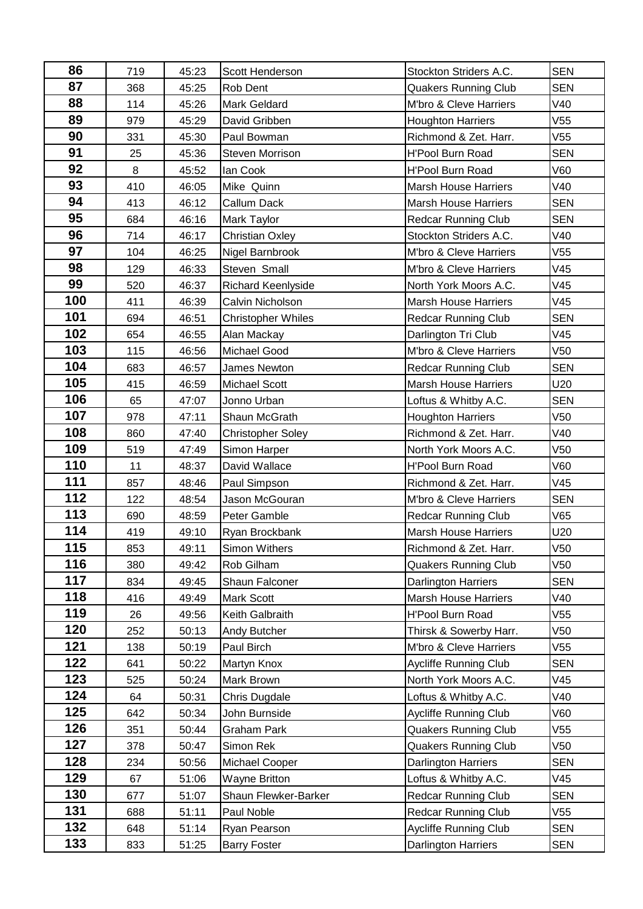| 86 | 719 | 45:23 | Scott Henderson | Stockton Striders A.C. | SEN |
|---|---|---|---|---|---|
| 87 | 368 | 45:25 | Rob Dent | Quakers Running Club | SEN |
| 88 | 114 | 45:26 | Mark Geldard | M'bro & Cleve Harriers | V40 |
| 89 | 979 | 45:29 | David Gribben | Houghton Harriers | V55 |
| 90 | 331 | 45:30 | Paul Bowman | Richmond & Zet. Harr. | V55 |
| 91 | 25 | 45:36 | Steven Morrison | H'Pool Burn Road | SEN |
| 92 | 8 | 45:52 | Ian Cook | H'Pool Burn Road | V60 |
| 93 | 410 | 46:05 | Mike Quinn | Marsh House Harriers | V40 |
| 94 | 413 | 46:12 | Callum Dack | Marsh House Harriers | SEN |
| 95 | 684 | 46:16 | Mark Taylor | Redcar Running Club | SEN |
| 96 | 714 | 46:17 | Christian Oxley | Stockton Striders A.C. | V40 |
| 97 | 104 | 46:25 | Nigel Barnbrook | M'bro & Cleve Harriers | V55 |
| 98 | 129 | 46:33 | Steven Small | M'bro & Cleve Harriers | V45 |
| 99 | 520 | 46:37 | Richard Keenlyside | North York Moors A.C. | V45 |
| 100 | 411 | 46:39 | Calvin Nicholson | Marsh House Harriers | V45 |
| 101 | 694 | 46:51 | Christopher Whiles | Redcar Running Club | SEN |
| 102 | 654 | 46:55 | Alan Mackay | Darlington Tri Club | V45 |
| 103 | 115 | 46:56 | Michael Good | M'bro & Cleve Harriers | V50 |
| 104 | 683 | 46:57 | James Newton | Redcar Running Club | SEN |
| 105 | 415 | 46:59 | Michael Scott | Marsh House Harriers | U20 |
| 106 | 65 | 47:07 | Jonno Urban | Loftus & Whitby A.C. | SEN |
| 107 | 978 | 47:11 | Shaun McGrath | Houghton Harriers | V50 |
| 108 | 860 | 47:40 | Christopher Soley | Richmond & Zet. Harr. | V40 |
| 109 | 519 | 47:49 | Simon Harper | North York Moors A.C. | V50 |
| 110 | 11 | 48:37 | David Wallace | H'Pool Burn Road | V60 |
| 111 | 857 | 48:46 | Paul Simpson | Richmond & Zet. Harr. | V45 |
| 112 | 122 | 48:54 | Jason McGouran | M'bro & Cleve Harriers | SEN |
| 113 | 690 | 48:59 | Peter Gamble | Redcar Running Club | V65 |
| 114 | 419 | 49:10 | Ryan Brockbank | Marsh House Harriers | U20 |
| 115 | 853 | 49:11 | Simon Withers | Richmond & Zet. Harr. | V50 |
| 116 | 380 | 49:42 | Rob Gilham | Quakers Running Club | V50 |
| 117 | 834 | 49:45 | Shaun Falconer | Darlington Harriers | SEN |
| 118 | 416 | 49:49 | Mark Scott | Marsh House Harriers | V40 |
| 119 | 26 | 49:56 | Keith Galbraith | H'Pool Burn Road | V55 |
| 120 | 252 | 50:13 | Andy Butcher | Thirsk & Sowerby Harr. | V50 |
| 121 | 138 | 50:19 | Paul Birch | M'bro & Cleve Harriers | V55 |
| 122 | 641 | 50:22 | Martyn Knox | Aycliffe Running Club | SEN |
| 123 | 525 | 50:24 | Mark Brown | North York Moors A.C. | V45 |
| 124 | 64 | 50:31 | Chris Dugdale | Loftus & Whitby A.C. | V40 |
| 125 | 642 | 50:34 | John Burnside | Aycliffe Running Club | V60 |
| 126 | 351 | 50:44 | Graham Park | Quakers Running Club | V55 |
| 127 | 378 | 50:47 | Simon Rek | Quakers Running Club | V50 |
| 128 | 234 | 50:56 | Michael Cooper | Darlington Harriers | SEN |
| 129 | 67 | 51:06 | Wayne Britton | Loftus & Whitby A.C. | V45 |
| 130 | 677 | 51:07 | Shaun Flewker-Barker | Redcar Running Club | SEN |
| 131 | 688 | 51:11 | Paul Noble | Redcar Running Club | V55 |
| 132 | 648 | 51:14 | Ryan Pearson | Aycliffe Running Club | SEN |
| 133 | 833 | 51:25 | Barry Foster | Darlington Harriers | SEN |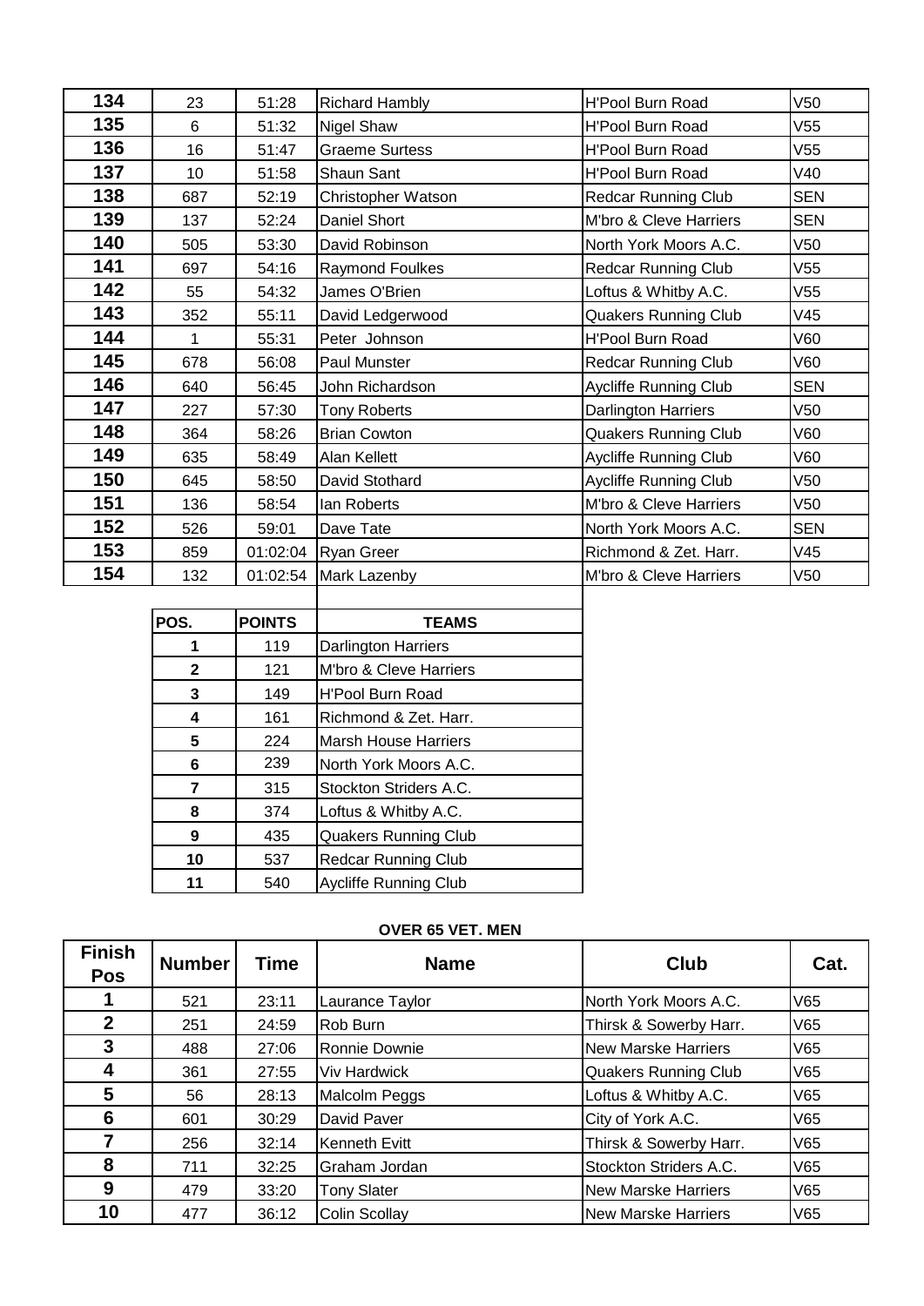| | | | | | |
|---|---|---|---|---|---|
| **134** | 23 | 51:28 | Richard Hambly | H'Pool Burn Road | V50 |
| **135** | 6 | 51:32 | Nigel Shaw | H'Pool Burn Road | V55 |
| **136** | 16 | 51:47 | Graeme Surtess | H'Pool Burn Road | V55 |
| **137** | 10 | 51:58 | Shaun Sant | H'Pool Burn Road | V40 |
| **138** | 687 | 52:19 | Christopher Watson | Redcar Running Club | SEN |
| **139** | 137 | 52:24 | Daniel Short | M'bro & Cleve Harriers | SEN |
| **140** | 505 | 53:30 | David Robinson | North York Moors A.C. | V50 |
| **141** | 697 | 54:16 | Raymond Foulkes | Redcar Running Club | V55 |
| **142** | 55 | 54:32 | James O'Brien | Loftus & Whitby A.C. | V55 |
| **143** | 352 | 55:11 | David Ledgerwood | Quakers Running Club | V45 |
| **144** | 1 | 55:31 | Peter Johnson | H'Pool Burn Road | V60 |
| **145** | 678 | 56:08 | Paul Munster | Redcar Running Club | V60 |
| **146** | 640 | 56:45 | John Richardson | Aycliffe Running Club | SEN |
| **147** | 227 | 57:30 | Tony Roberts | Darlington Harriers | V50 |
| **148** | 364 | 58:26 | Brian Cowton | Quakers Running Club | V60 |
| **149** | 635 | 58:49 | Alan Kellett | Aycliffe Running Club | V60 |
| **150** | 645 | 58:50 | David Stothard | Aycliffe Running Club | V50 |
| **151** | 136 | 58:54 | Ian Roberts | M'bro & Cleve Harriers | V50 |
| **152** | 526 | 59:01 | Dave Tate | North York Moors A.C. | SEN |
| **153** | 859 | 01:02:04 | Ryan Greer | Richmond & Zet. Harr. | V45 |
| **154** | 132 | 01:02:54 | Mark Lazenby | M'bro & Cleve Harriers | V50 |

| POS. | POINTS | TEAMS |
|---|---|---|
| **1** | 119 | Darlington Harriers |
| **2** | 121 | M'bro & Cleve Harriers |
| **3** | 149 | H'Pool Burn Road |
| **4** | 161 | Richmond & Zet. Harr. |
| **5** | 224 | Marsh House Harriers |
| **6** | 239 | North York Moors A.C. |
| **7** | 315 | Stockton Striders A.C. |
| **8** | 374 | Loftus & Whitby A.C. |
| **9** | 435 | Quakers Running Club |
| **10** | 537 | Redcar Running Club |
| **11** | 540 | Aycliffe Running Club |

**OVER 65 VET. MEN**

| Finish Pos | Number | Time | Name | Club | Cat. |
|---|---|---|---|---|---|
| **1** | 521 | 23:11 | Laurance Taylor | North York Moors A.C. | V65 |
| **2** | 251 | 24:59 | Rob Burn | Thirsk & Sowerby Harr. | V65 |
| **3** | 488 | 27:06 | Ronnie Downie | New Marske Harriers | V65 |
| **4** | 361 | 27:55 | Viv Hardwick | Quakers Running Club | V65 |
| **5** | 56 | 28:13 | Malcolm Peggs | Loftus & Whitby A.C. | V65 |
| **6** | 601 | 30:29 | David Paver | City of York A.C. | V65 |
| **7** | 256 | 32:14 | Kenneth Evitt | Thirsk & Sowerby Harr. | V65 |
| **8** | 711 | 32:25 | Graham Jordan | Stockton Striders A.C. | V65 |
| **9** | 479 | 33:20 | Tony Slater | New Marske Harriers | V65 |
| **10** | 477 | 36:12 | Colin Scollay | New Marske Harriers | V65 |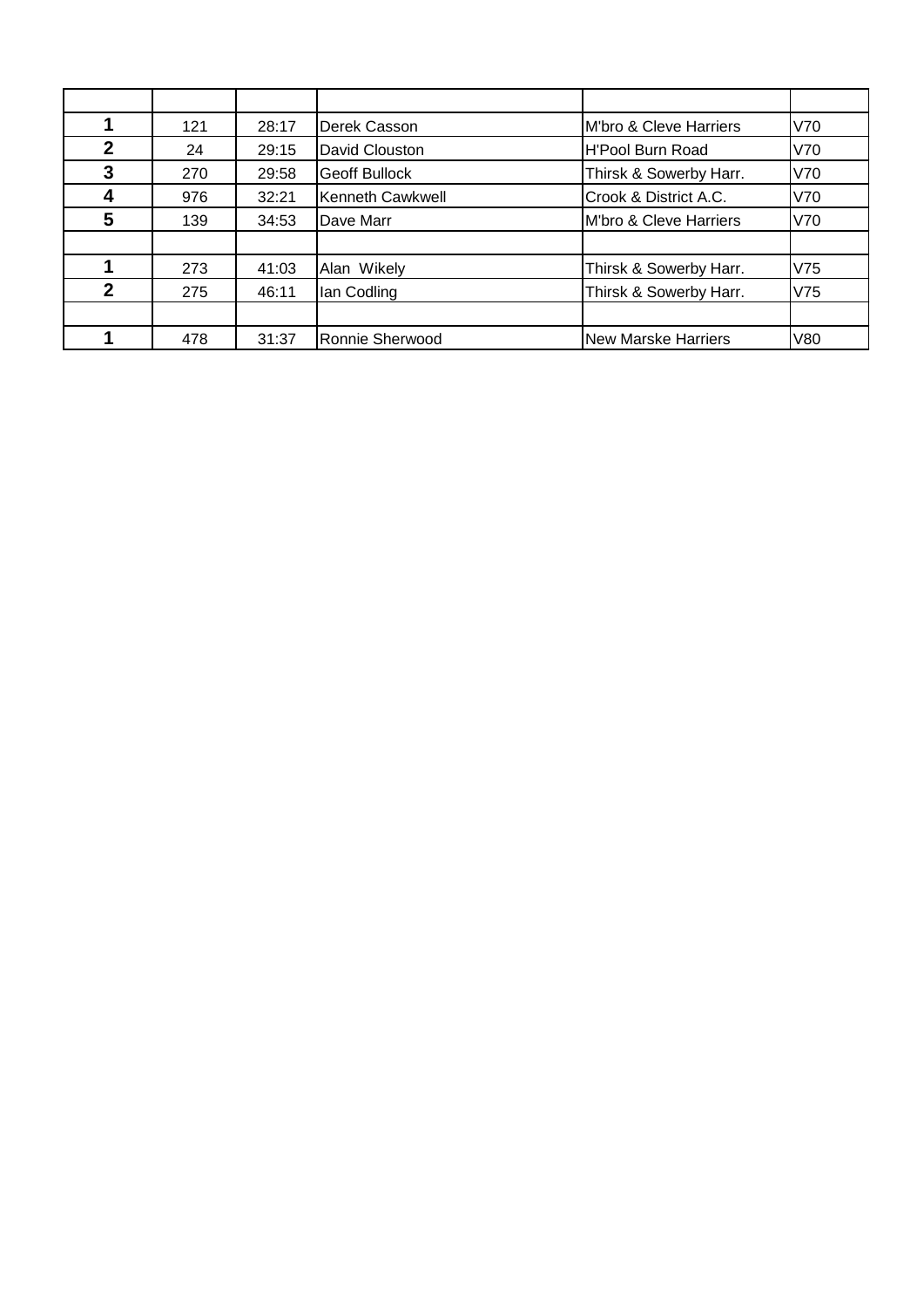| | | | | | |
|---|---|---|---|---|---|
| | | | | | |
| **1** | 121 | 28:17 | Derek Casson | M'bro & Cleve Harriers | V70 |
| **2** | 24 | 29:15 | David Clouston | H'Pool Burn Road | V70 |
| **3** | 270 | 29:58 | Geoff Bullock | Thirsk & Sowerby Harr. | V70 |
| **4** | 976 | 32:21 | Kenneth Cawkwell | Crook & District A.C. | V70 |
| **5** | 139 | 34:53 | Dave Marr | M'bro & Cleve Harriers | V70 |
| | | | | | |
| **1** | 273 | 41:03 | Alan Wikely | Thirsk & Sowerby Harr. | V75 |
| **2** | 275 | 46:11 | Ian Codling | Thirsk & Sowerby Harr. | V75 |
| | | | | | |
| **1** | 478 | 31:37 | Ronnie Sherwood | New Marske Harriers | V80 |